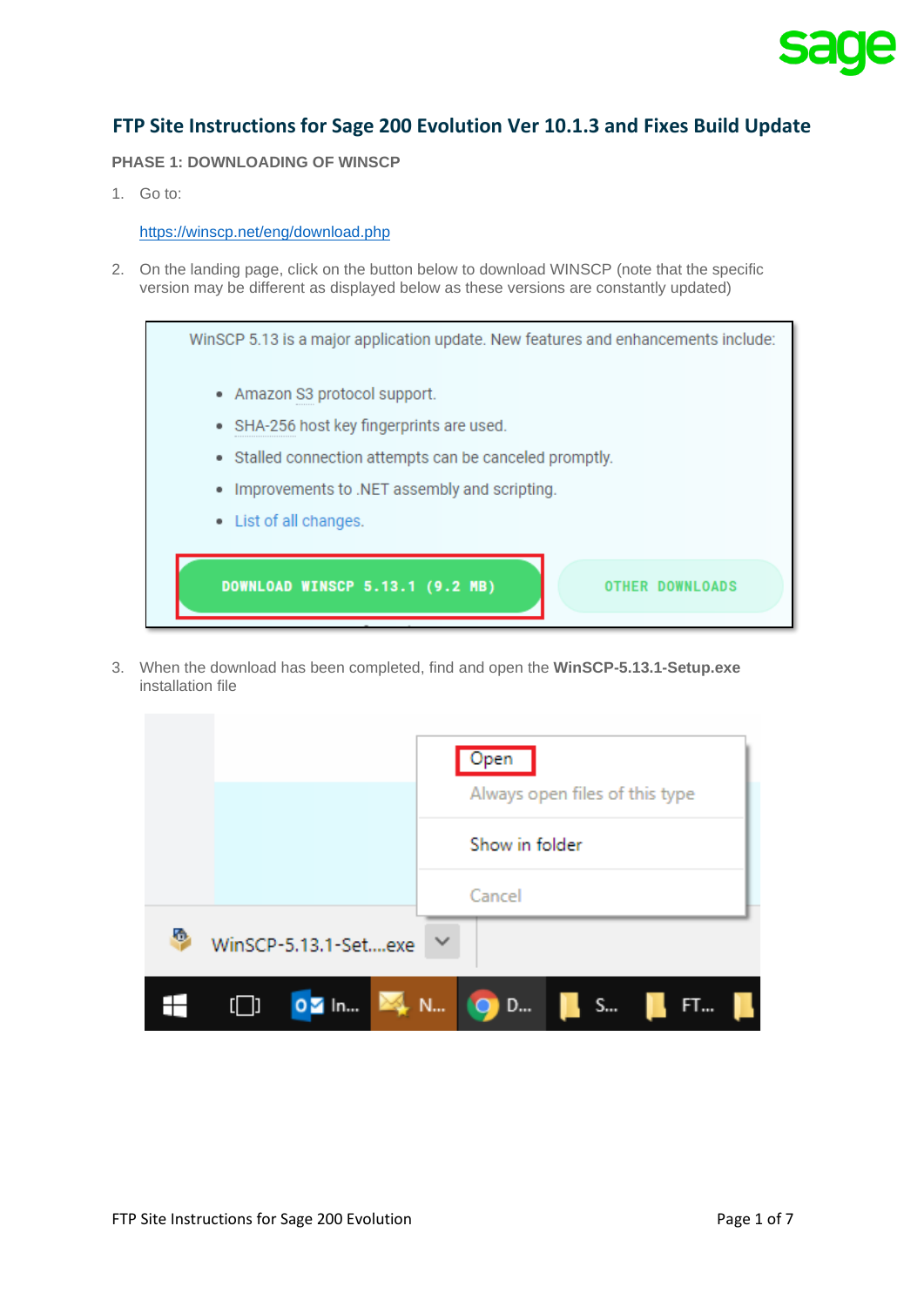# FTP Site Instructions for Sage 200 Evolution Ver 10.1.3 and Fixes Build Update

## PHASE 1: DOWNLOADING OF WINSCP

1. Go to:

   https://winscp.net/eng/download.php

2. On the landing page, click on the button below to download WINSCP (note that the specific version may be different as displayed below as these versions are constantly updated)

3. When the download has been completed, find and open the **WinSCP-5.13.1-Setup.exe** installation file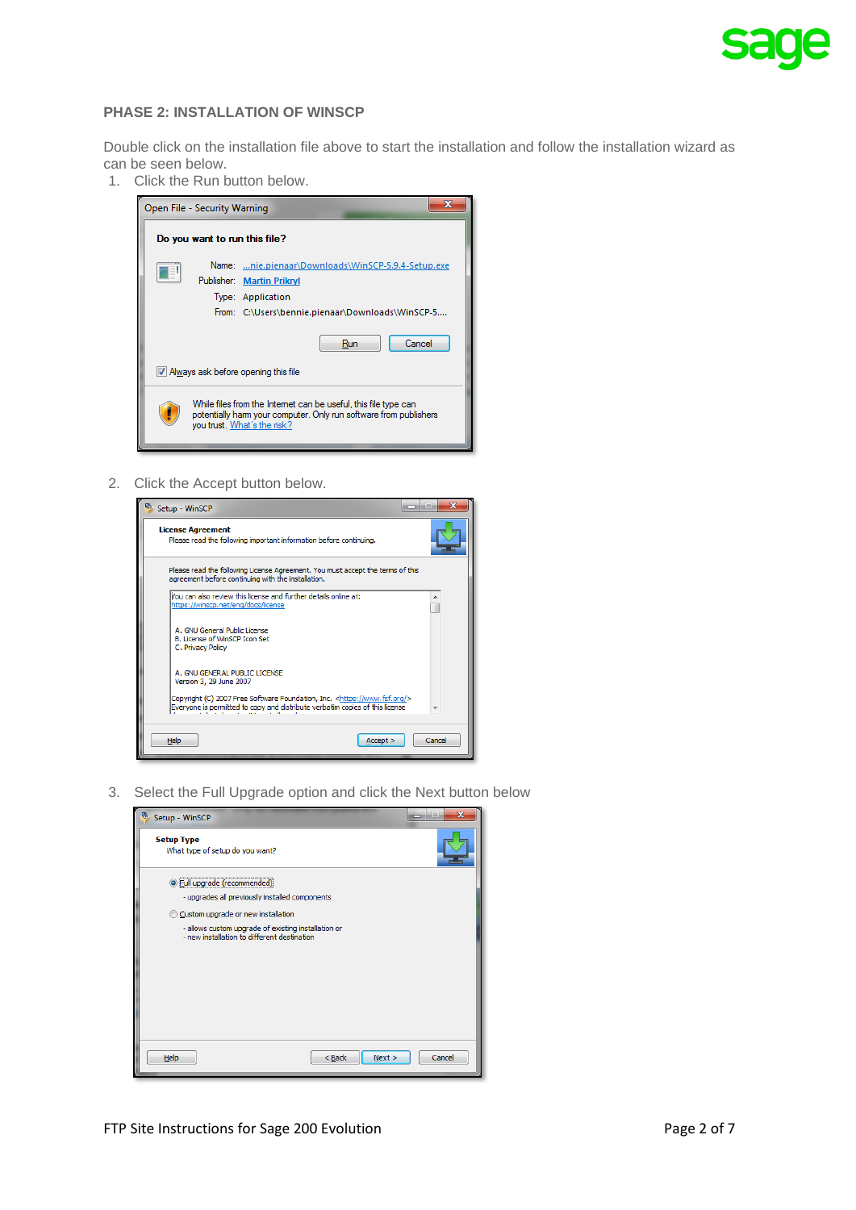## PHASE 2: INSTALLATION OF WINSCP

Double click on the installation file above to start the installation and follow the installation wizard as can be seen below.

1. Click the Run button below.

2. Click the Accept button below.

3. Select the Full Upgrade option and click the Next button below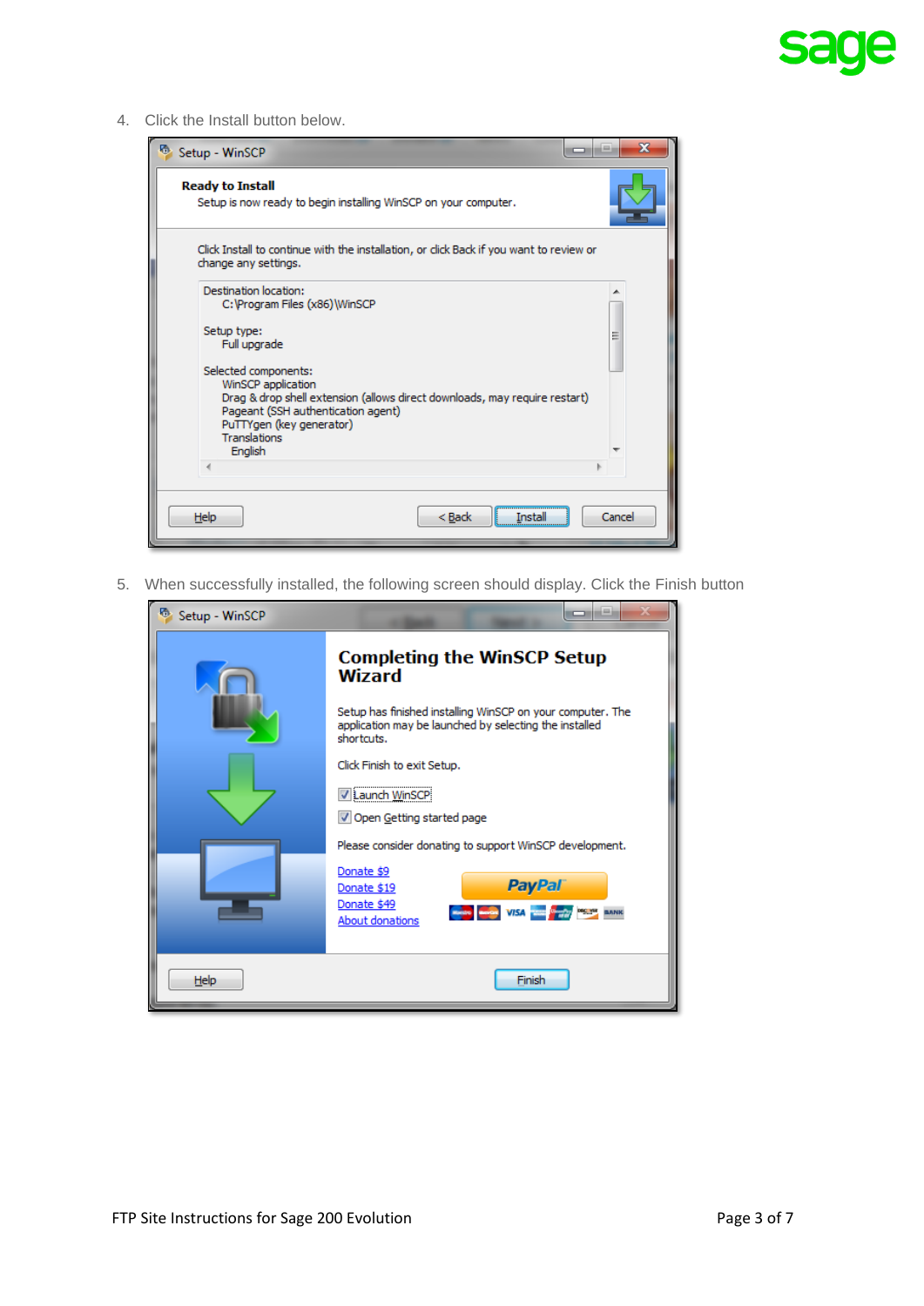4. Click the Install button below.

5. When successfully installed, the following screen should display. Click the Finish button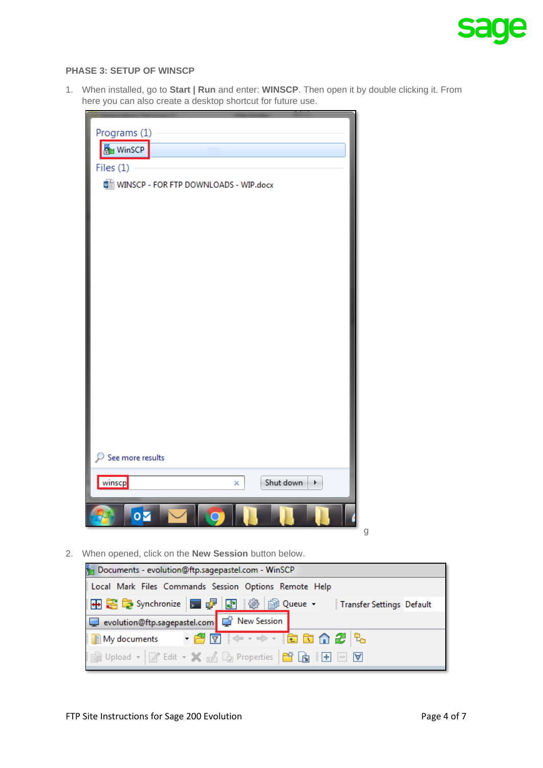## PHASE 3: SETUP OF WINSCP

1. When installed, go to **Start | Run** and enter: **WINSCP**. Then open it by double clicking it. From here you can also create a desktop shortcut for future use.

2. When opened, click on the **New Session** button below.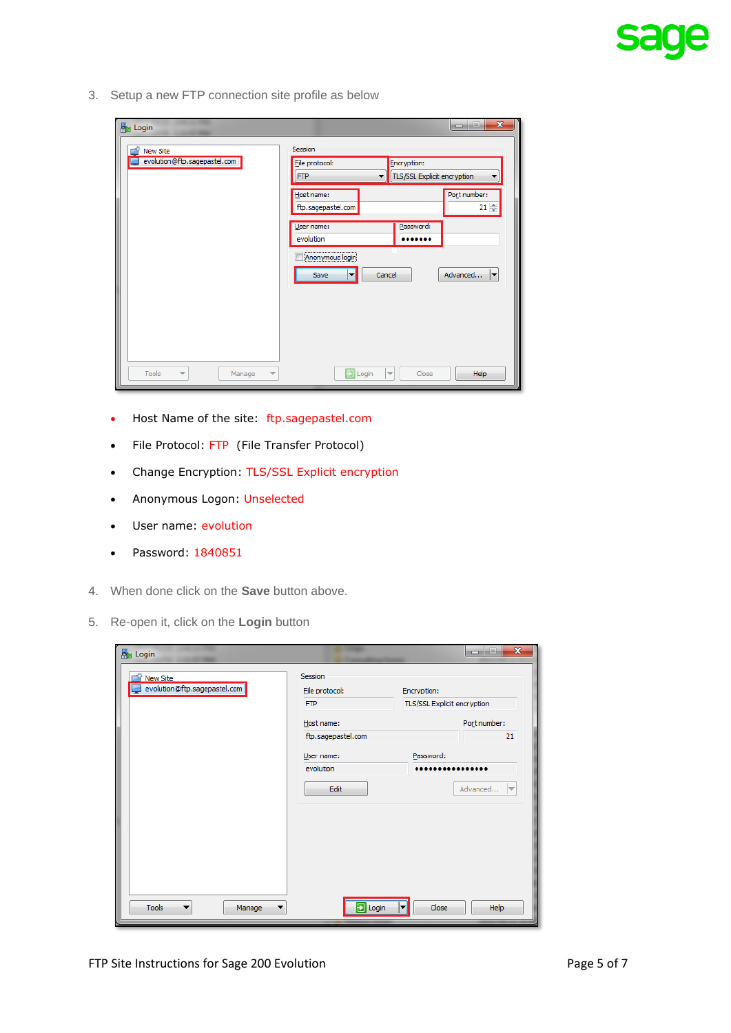3. Setup a new FTP connection site profile as below

- Host Name of the site: ftp.sagepastel.com
- File Protocol: FTP (File Transfer Protocol)
- Change Encryption: TLS/SSL Explicit encryption
- Anonymous Logon: Unselected
- User name: evolution
- Password: 1840851

4. When done click on the **Save** button above.

5. Re-open it, click on the **Login** button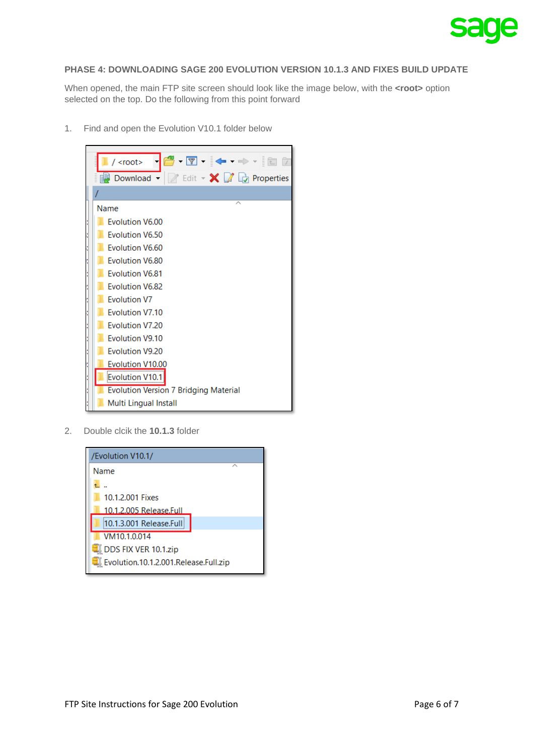## PHASE 4: DOWNLOADING SAGE 200 EVOLUTION VERSION 10.1.3 AND FIXES BUILD UPDATE

When opened, the main FTP site screen should look like the image below, with the **<root>** option selected on the top. Do the following from this point forward

1. Find and open the Evolution V10.1 folder below

2. Double clcik the **10.1.3** folder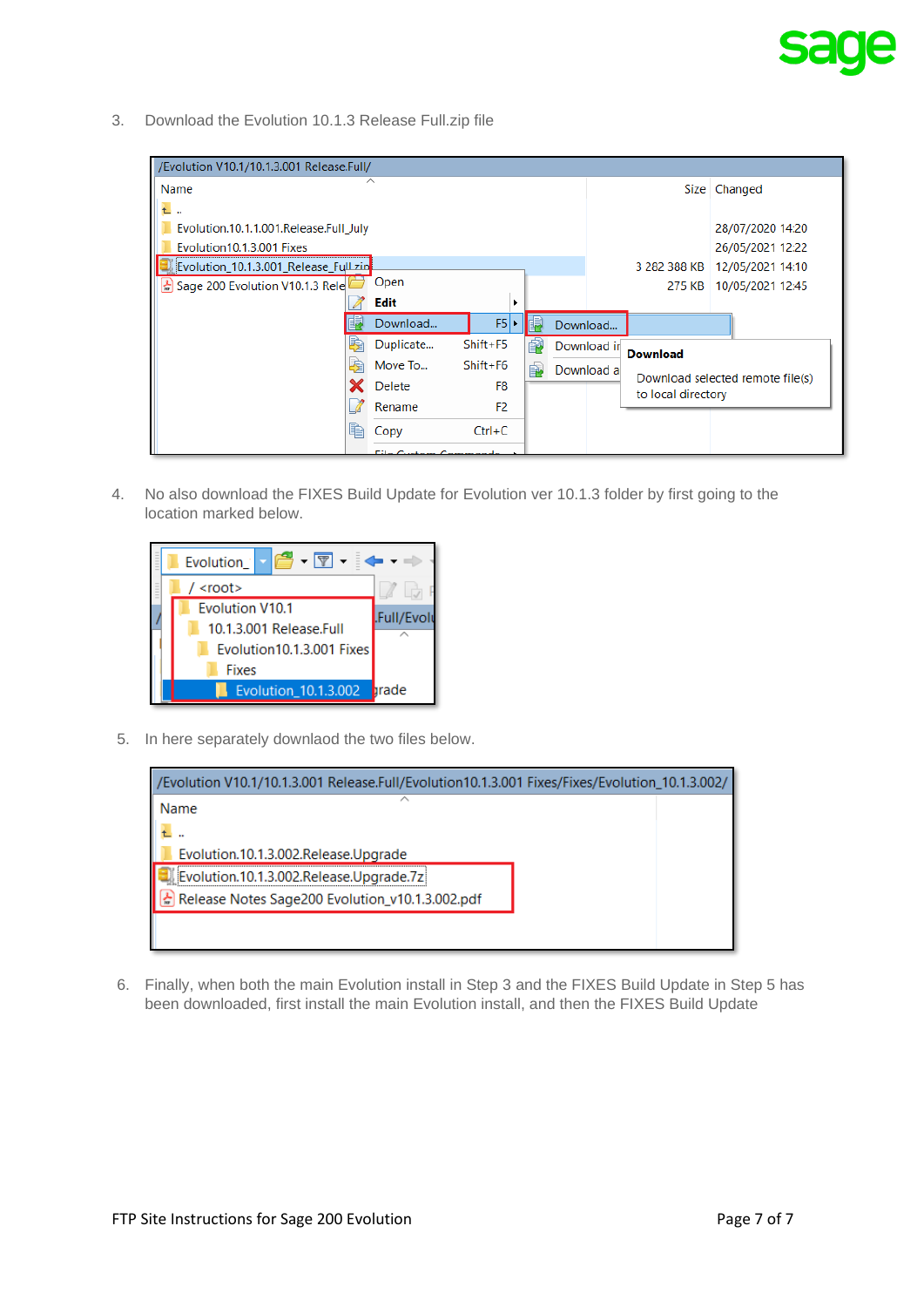3. Download the Evolution 10.1.3 Release Full.zip file

4. No also download the FIXES Build Update for Evolution ver 10.1.3 folder by first going to the location marked below.

5. In here separately downlaod the two files below.

6. Finally, when both the main Evolution install in Step 3 and the FIXES Build Update in Step 5 has been downloaded, first install the main Evolution install, and then the FIXES Build Update